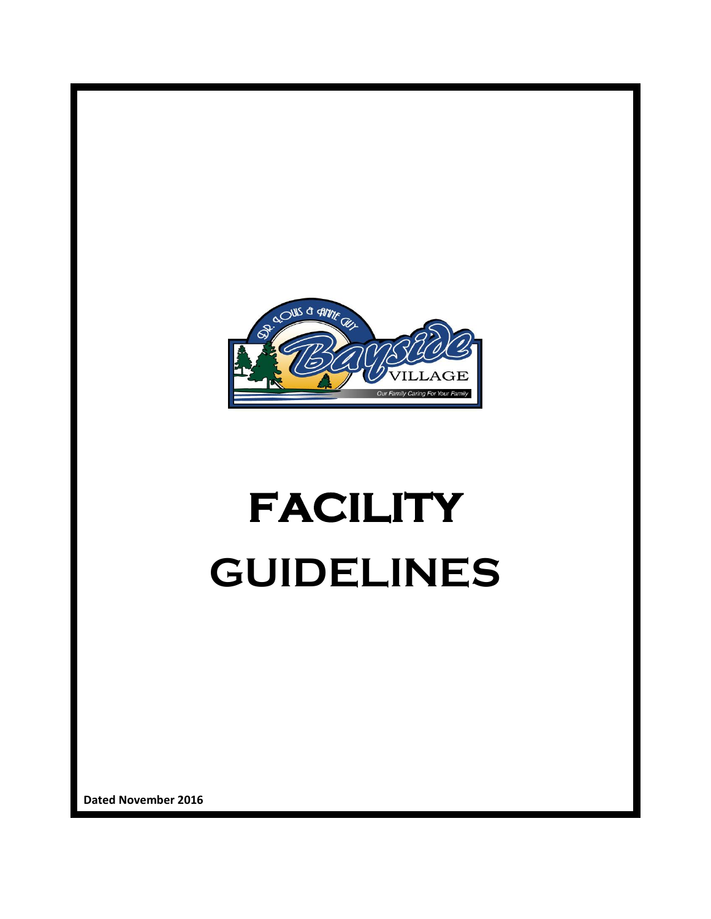# FACILITY GUIDELINES

**Dated November 2016**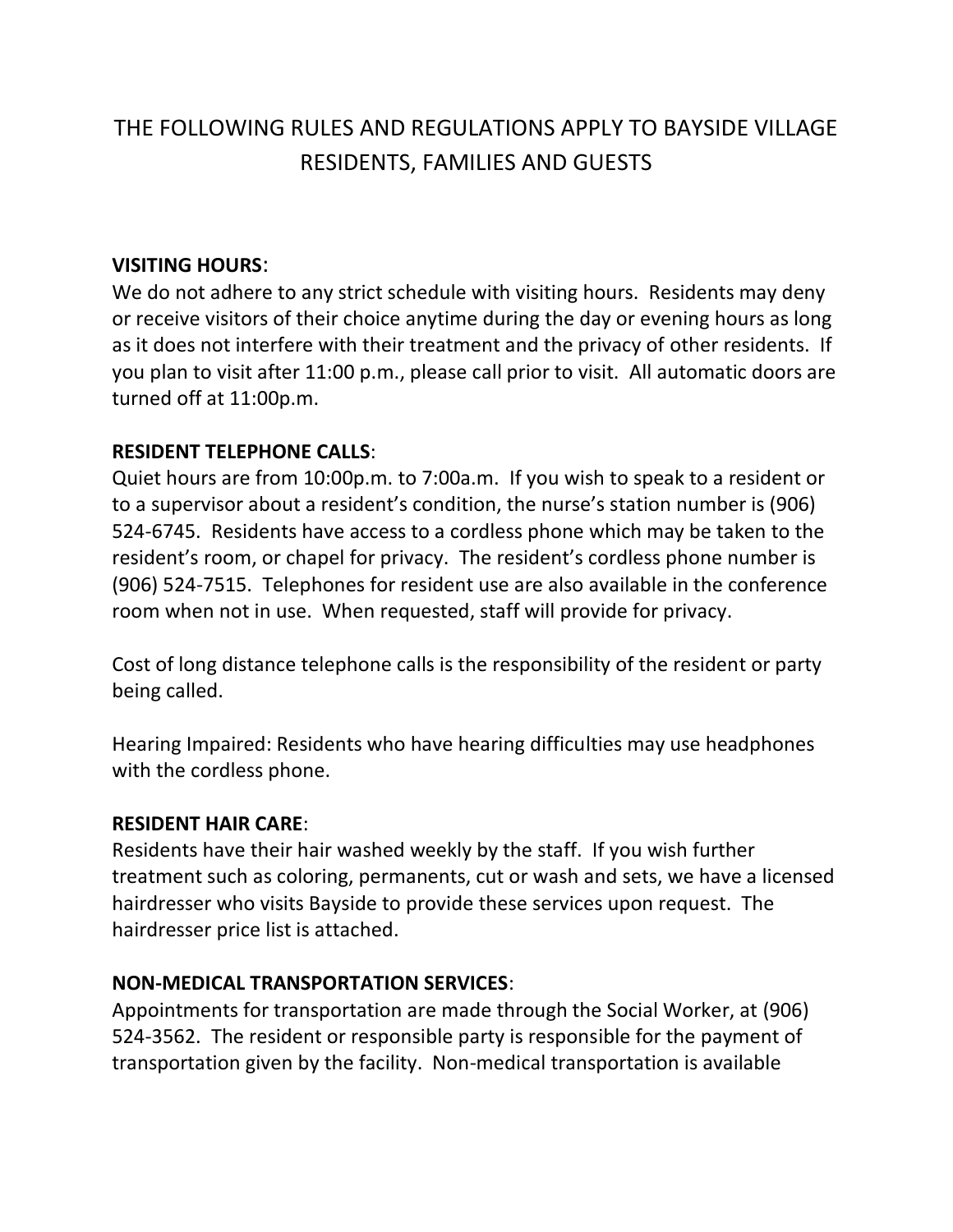# THE FOLLOWING RULES AND REGULATIONS APPLY TO BAYSIDE VILLAGE RESIDENTS, FAMILIES AND GUESTS

**VISITING HOURS**:
We do not adhere to any strict schedule with visiting hours. Residents may deny or receive visitors of their choice anytime during the day or evening hours as long as it does not interfere with their treatment and the privacy of other residents. If you plan to visit after 11:00 p.m., please call prior to visit. All automatic doors are turned off at 11:00p.m.

**RESIDENT TELEPHONE CALLS**:
Quiet hours are from 10:00p.m. to 7:00a.m. If you wish to speak to a resident or to a supervisor about a resident's condition, the nurse's station number is (906) 524-6745. Residents have access to a cordless phone which may be taken to the resident's room, or chapel for privacy. The resident's cordless phone number is (906) 524-7515. Telephones for resident use are also available in the conference room when not in use. When requested, staff will provide for privacy.

Cost of long distance telephone calls is the responsibility of the resident or party being called.

Hearing Impaired: Residents who have hearing difficulties may use headphones with the cordless phone.

**RESIDENT HAIR CARE**:
Residents have their hair washed weekly by the staff. If you wish further treatment such as coloring, permanents, cut or wash and sets, we have a licensed hairdresser who visits Bayside to provide these services upon request. The hairdresser price list is attached.

**NON-MEDICAL TRANSPORTATION SERVICES**:
Appointments for transportation are made through the Social Worker, at (906) 524-3562. The resident or responsible party is responsible for the payment of transportation given by the facility. Non-medical transportation is available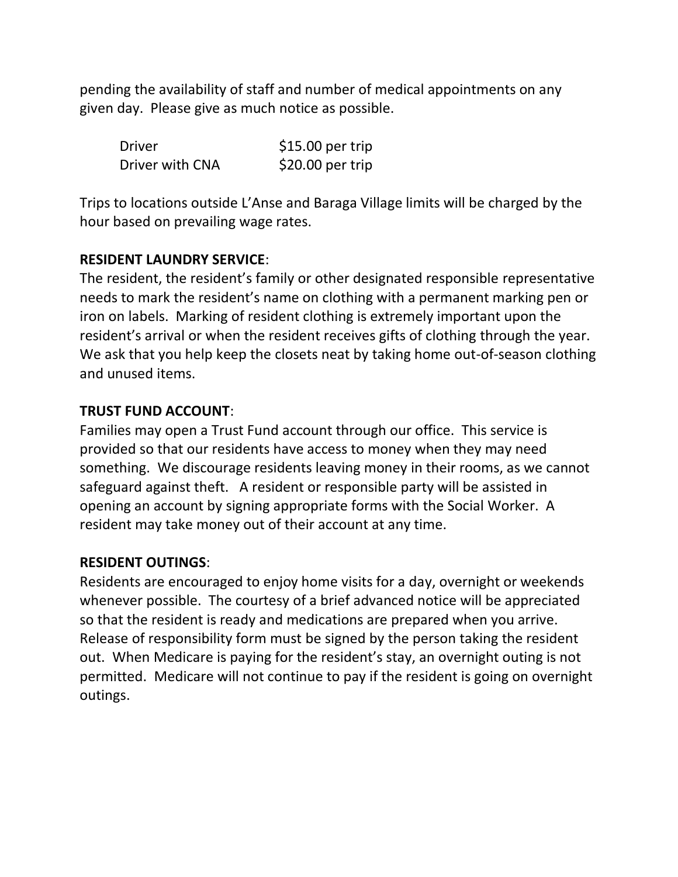pending the availability of staff and number of medical appointments on any given day. Please give as much notice as possible.

| | |
|---|---|
| Driver | $15.00 per trip |
| Driver with CNA | $20.00 per trip |

Trips to locations outside L'Anse and Baraga Village limits will be charged by the hour based on prevailing wage rates.

**RESIDENT LAUNDRY SERVICE**:
The resident, the resident's family or other designated responsible representative needs to mark the resident's name on clothing with a permanent marking pen or iron on labels. Marking of resident clothing is extremely important upon the resident's arrival or when the resident receives gifts of clothing through the year. We ask that you help keep the closets neat by taking home out-of-season clothing and unused items.

**TRUST FUND ACCOUNT**:
Families may open a Trust Fund account through our office. This service is provided so that our residents have access to money when they may need something. We discourage residents leaving money in their rooms, as we cannot safeguard against theft. A resident or responsible party will be assisted in opening an account by signing appropriate forms with the Social Worker. A resident may take money out of their account at any time.

**RESIDENT OUTINGS**:
Residents are encouraged to enjoy home visits for a day, overnight or weekends whenever possible. The courtesy of a brief advanced notice will be appreciated so that the resident is ready and medications are prepared when you arrive. Release of responsibility form must be signed by the person taking the resident out. When Medicare is paying for the resident's stay, an overnight outing is not permitted. Medicare will not continue to pay if the resident is going on overnight outings.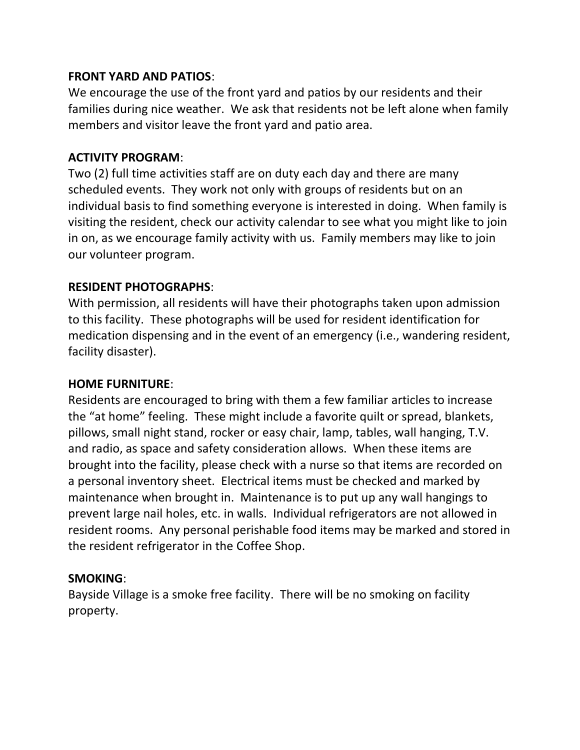**FRONT YARD AND PATIOS**:
We encourage the use of the front yard and patios by our residents and their families during nice weather. We ask that residents not be left alone when family members and visitor leave the front yard and patio area.

**ACTIVITY PROGRAM**:
Two (2) full time activities staff are on duty each day and there are many scheduled events. They work not only with groups of residents but on an individual basis to find something everyone is interested in doing. When family is visiting the resident, check our activity calendar to see what you might like to join in on, as we encourage family activity with us. Family members may like to join our volunteer program.

**RESIDENT PHOTOGRAPHS**:
With permission, all residents will have their photographs taken upon admission to this facility. These photographs will be used for resident identification for medication dispensing and in the event of an emergency (i.e., wandering resident, facility disaster).

**HOME FURNITURE**:
Residents are encouraged to bring with them a few familiar articles to increase the "at home" feeling. These might include a favorite quilt or spread, blankets, pillows, small night stand, rocker or easy chair, lamp, tables, wall hanging, T.V. and radio, as space and safety consideration allows. When these items are brought into the facility, please check with a nurse so that items are recorded on a personal inventory sheet. Electrical items must be checked and marked by maintenance when brought in. Maintenance is to put up any wall hangings to prevent large nail holes, etc. in walls. Individual refrigerators are not allowed in resident rooms. Any personal perishable food items may be marked and stored in the resident refrigerator in the Coffee Shop.

**SMOKING**:
Bayside Village is a smoke free facility. There will be no smoking on facility property.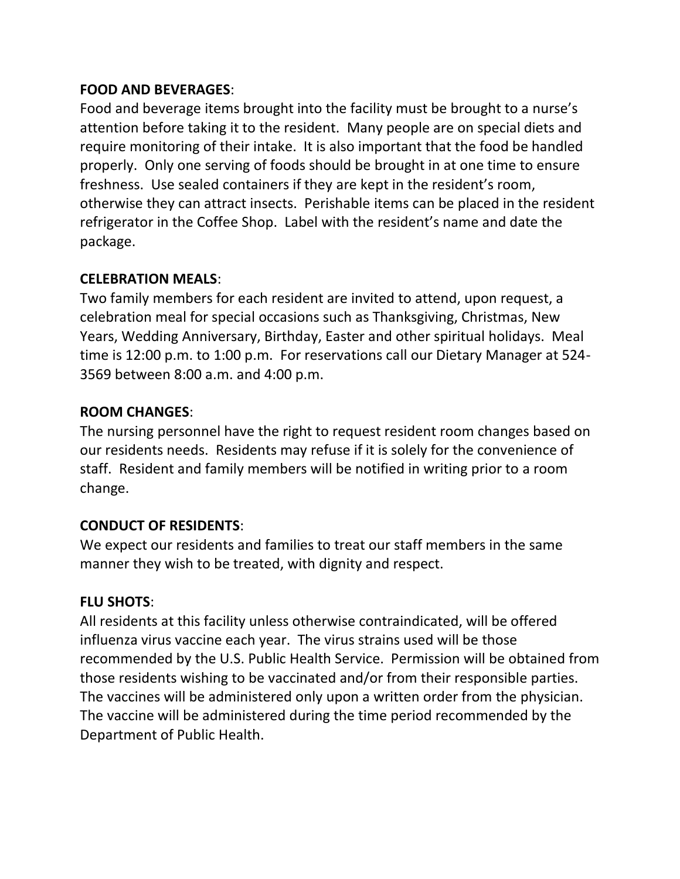**FOOD AND BEVERAGES**:

Food and beverage items brought into the facility must be brought to a nurse's attention before taking it to the resident. Many people are on special diets and require monitoring of their intake. It is also important that the food be handled properly. Only one serving of foods should be brought in at one time to ensure freshness. Use sealed containers if they are kept in the resident's room, otherwise they can attract insects. Perishable items can be placed in the resident refrigerator in the Coffee Shop. Label with the resident's name and date the package.

**CELEBRATION MEALS**:

Two family members for each resident are invited to attend, upon request, a celebration meal for special occasions such as Thanksgiving, Christmas, New Years, Wedding Anniversary, Birthday, Easter and other spiritual holidays. Meal time is 12:00 p.m. to 1:00 p.m. For reservations call our Dietary Manager at 524-3569 between 8:00 a.m. and 4:00 p.m.

**ROOM CHANGES**:

The nursing personnel have the right to request resident room changes based on our residents needs. Residents may refuse if it is solely for the convenience of staff. Resident and family members will be notified in writing prior to a room change.

**CONDUCT OF RESIDENTS**:

We expect our residents and families to treat our staff members in the same manner they wish to be treated, with dignity and respect.

**FLU SHOTS**:

All residents at this facility unless otherwise contraindicated, will be offered influenza virus vaccine each year. The virus strains used will be those recommended by the U.S. Public Health Service. Permission will be obtained from those residents wishing to be vaccinated and/or from their responsible parties. The vaccines will be administered only upon a written order from the physician. The vaccine will be administered during the time period recommended by the Department of Public Health.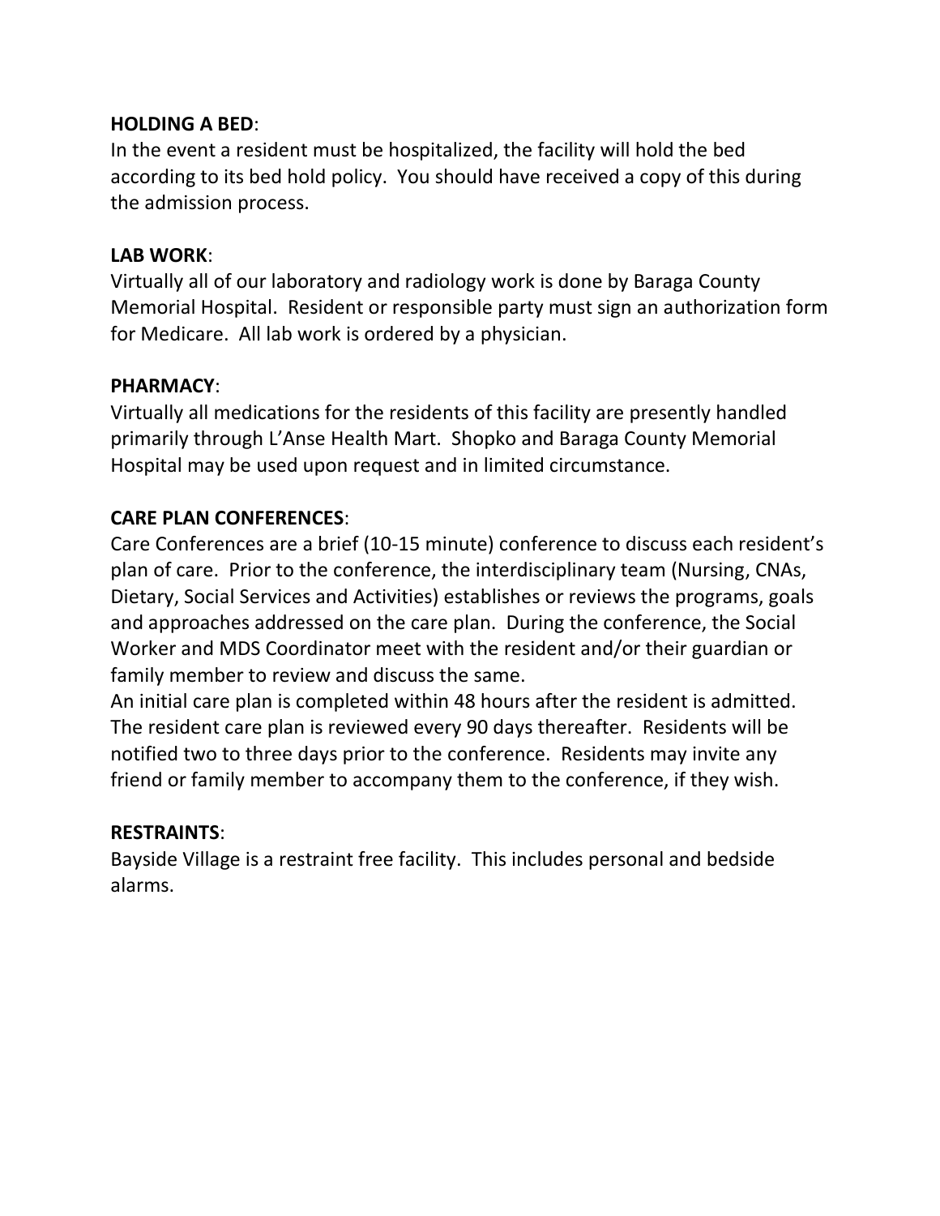**HOLDING A BED**:
In the event a resident must be hospitalized, the facility will hold the bed according to its bed hold policy. You should have received a copy of this during the admission process.

**LAB WORK**:
Virtually all of our laboratory and radiology work is done by Baraga County Memorial Hospital. Resident or responsible party must sign an authorization form for Medicare. All lab work is ordered by a physician.

**PHARMACY**:
Virtually all medications for the residents of this facility are presently handled primarily through L'Anse Health Mart. Shopko and Baraga County Memorial Hospital may be used upon request and in limited circumstance.

**CARE PLAN CONFERENCES**:
Care Conferences are a brief (10-15 minute) conference to discuss each resident's plan of care. Prior to the conference, the interdisciplinary team (Nursing, CNAs, Dietary, Social Services and Activities) establishes or reviews the programs, goals and approaches addressed on the care plan. During the conference, the Social Worker and MDS Coordinator meet with the resident and/or their guardian or family member to review and discuss the same.
An initial care plan is completed within 48 hours after the resident is admitted. The resident care plan is reviewed every 90 days thereafter. Residents will be notified two to three days prior to the conference. Residents may invite any friend or family member to accompany them to the conference, if they wish.

**RESTRAINTS**:
Bayside Village is a restraint free facility. This includes personal and bedside alarms.